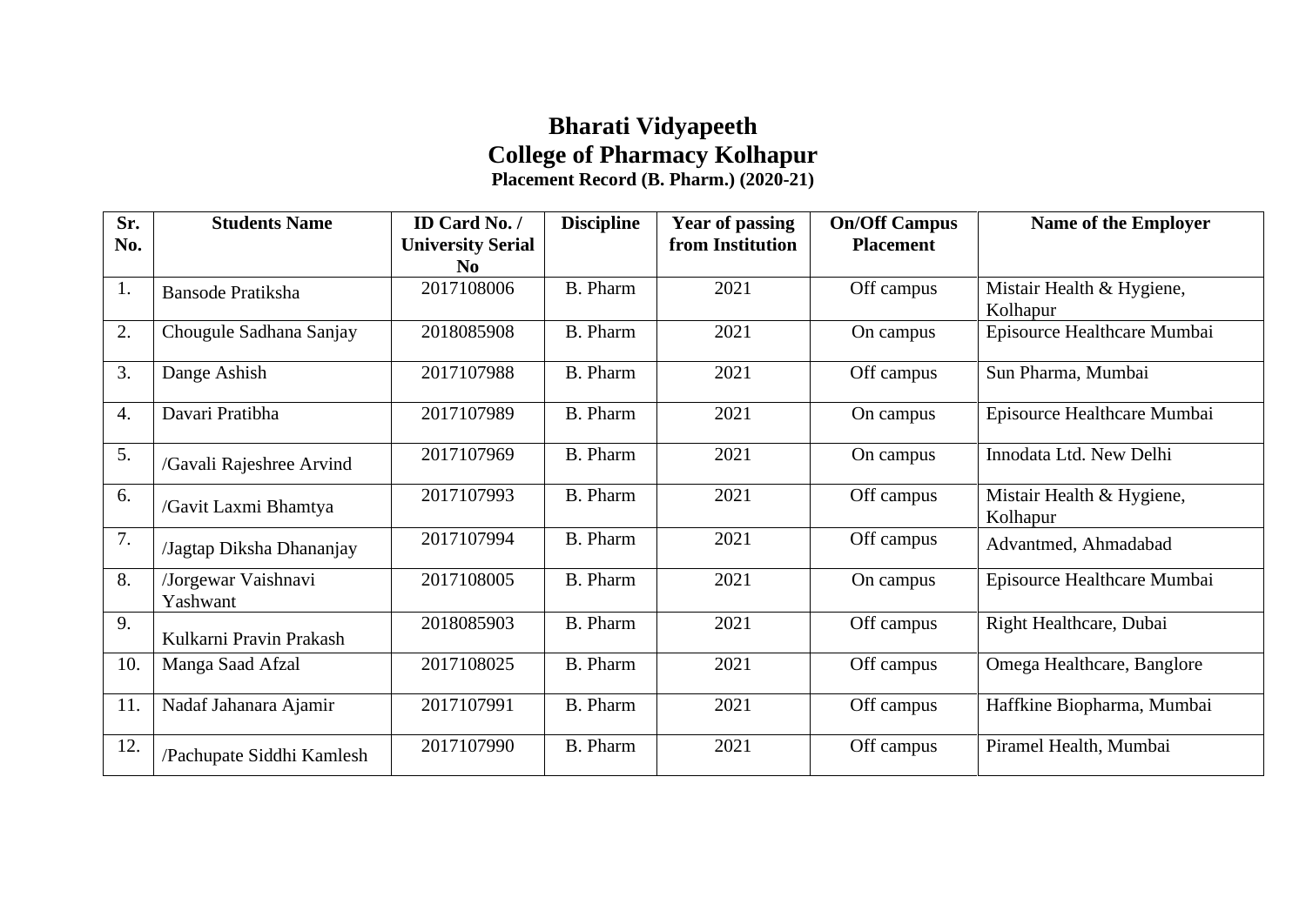# Bharati Vidyapeeth
# College of Pharmacy Kolhapur
### Placement Record (B. Pharm.) (2020-21)

| Sr. No. | Students Name | ID Card No. / University Serial No | Discipline | Year of passing from Institution | On/Off Campus Placement | Name of the Employer |
|---|---|---|---|---|---|---|
| 1. | Bansode Pratiksha | 2017108006 | B. Pharm | 2021 | Off campus | Mistair Health & Hygiene, Kolhapur |
| 2. | Chougule Sadhana Sanjay | 2018085908 | B. Pharm | 2021 | On campus | Episource Healthcare Mumbai |
| 3. | Dange Ashish | 2017107988 | B. Pharm | 2021 | Off campus | Sun Pharma, Mumbai |
| 4. | Davari Pratibha | 2017107989 | B. Pharm | 2021 | On campus | Episource Healthcare Mumbai |
| 5. | /Gavali Rajeshree Arvind | 2017107969 | B. Pharm | 2021 | On campus | Innodata Ltd. New Delhi |
| 6. | /Gavit Laxmi Bhamtya | 2017107993 | B. Pharm | 2021 | Off campus | Mistair Health & Hygiene, Kolhapur |
| 7. | /Jagtap Diksha Dhananjay | 2017107994 | B. Pharm | 2021 | Off campus | Advantmed, Ahmadabad |
| 8. | /Jorgewar Vaishnavi Yashwant | 2017108005 | B. Pharm | 2021 | On campus | Episource Healthcare Mumbai |
| 9. | Kulkarni Pravin Prakash | 2018085903 | B. Pharm | 2021 | Off campus | Right Healthcare, Dubai |
| 10. | Manga Saad Afzal | 2017108025 | B. Pharm | 2021 | Off campus | Omega Healthcare, Banglore |
| 11. | Nadaf Jahanara Ajamir | 2017107991 | B. Pharm | 2021 | Off campus | Haffkine Biopharma, Mumbai |
| 12. | /Pachupate Siddhi Kamlesh | 2017107990 | B. Pharm | 2021 | Off campus | Piramel Health, Mumbai |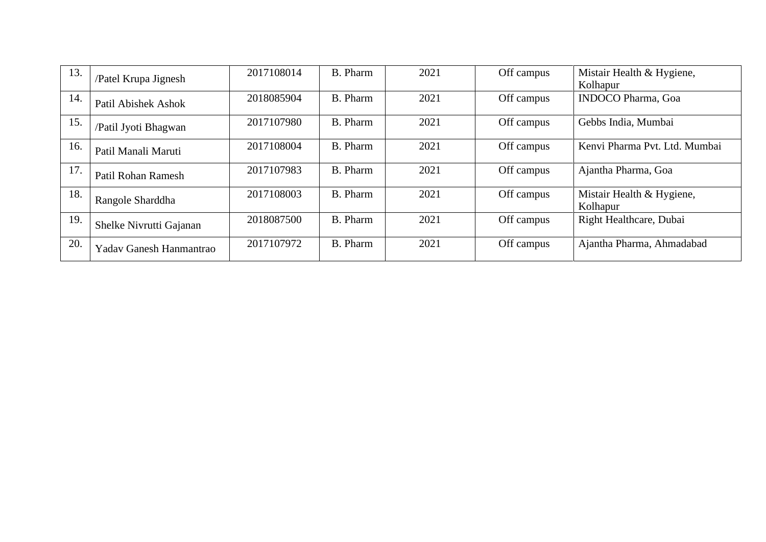| | | | | | | |
|---|---|---|---|---|---|---|
| 13. | /Patel Krupa Jignesh | 2017108014 | B. Pharm | 2021 | Off campus | Mistair Health & Hygiene, Kolhapur |
| 14. | Patil Abishek Ashok | 2018085904 | B. Pharm | 2021 | Off campus | INDOCO Pharma, Goa |
| 15. | /Patil Jyoti Bhagwan | 2017107980 | B. Pharm | 2021 | Off campus | Gebbs India, Mumbai |
| 16. | Patil Manali Maruti | 2017108004 | B. Pharm | 2021 | Off campus | Kenvi Pharma Pvt. Ltd. Mumbai |
| 17. | Patil Rohan Ramesh | 2017107983 | B. Pharm | 2021 | Off campus | Ajantha Pharma, Goa |
| 18. | Rangole Sharddha | 2017108003 | B. Pharm | 2021 | Off campus | Mistair Health & Hygiene, Kolhapur |
| 19. | Shelke Nivrutti Gajanan | 2018087500 | B. Pharm | 2021 | Off campus | Right Healthcare, Dubai |
| 20. | Yadav Ganesh Hanmantrao | 2017107972 | B. Pharm | 2021 | Off campus | Ajantha Pharma, Ahmadabad |